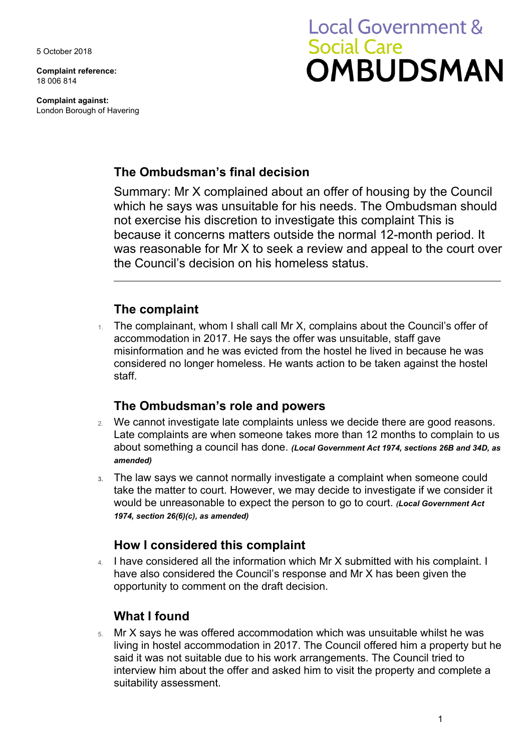5 October 2018

**Complaint reference:**
18 006 814

**Complaint against:**
London Borough of Havering

Local Government & Social Care **OMBUDSMAN**

## The Ombudsman's final decision

Summary: Mr X complained about an offer of housing by the Council which he says was unsuitable for his needs. The Ombudsman should not exercise his discretion to investigate this complaint This is because it concerns matters outside the normal 12-month period. It was reasonable for Mr X to seek a review and appeal to the court over the Council's decision on his homeless status.

---

## The complaint

1. The complainant, whom I shall call Mr X, complains about the Council's offer of accommodation in 2017. He says the offer was unsuitable, staff gave misinformation and he was evicted from the hostel he lived in because he was considered no longer homeless. He wants action to be taken against the hostel staff.

## The Ombudsman's role and powers

2. We cannot investigate late complaints unless we decide there are good reasons. Late complaints are when someone takes more than 12 months to complain to us about something a council has done. ***(Local Government Act 1974, sections 26B and 34D, as amended)***

3. The law says we cannot normally investigate a complaint when someone could take the matter to court. However, we may decide to investigate if we consider it would be unreasonable to expect the person to go to court. ***(Local Government Act 1974, section 26(6)(c), as amended)***

## How I considered this complaint

4. I have considered all the information which Mr X submitted with his complaint. I have also considered the Council's response and Mr X has been given the opportunity to comment on the draft decision.

## What I found

5. Mr X says he was offered accommodation which was unsuitable whilst he was living in hostel accommodation in 2017. The Council offered him a property but he said it was not suitable due to his work arrangements. The Council tried to interview him about the offer and asked him to visit the property and complete a suitability assessment.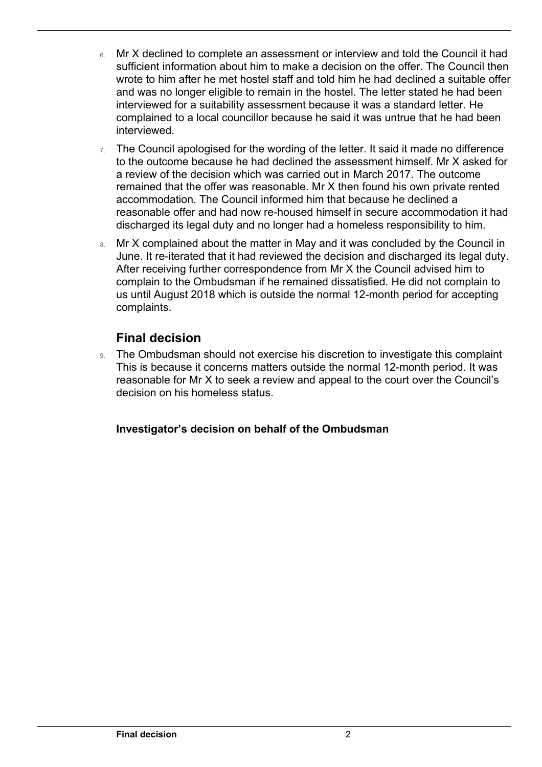6. Mr X declined to complete an assessment or interview and told the Council it had sufficient information about him to make a decision on the offer. The Council then wrote to him after he met hostel staff and told him he had declined a suitable offer and was no longer eligible to remain in the hostel. The letter stated he had been interviewed for a suitability assessment because it was a standard letter. He complained to a local councillor because he said it was untrue that he had been interviewed.

7. The Council apologised for the wording of the letter. It said it made no difference to the outcome because he had declined the assessment himself. Mr X asked for a review of the decision which was carried out in March 2017. The outcome remained that the offer was reasonable. Mr X then found his own private rented accommodation. The Council informed him that because he declined a reasonable offer and had now re-housed himself in secure accommodation it had discharged its legal duty and no longer had a homeless responsibility to him.

8. Mr X complained about the matter in May and it was concluded by the Council in June. It re-iterated that it had reviewed the decision and discharged its legal duty. After receiving further correspondence from Mr X the Council advised him to complain to the Ombudsman if he remained dissatisfied. He did not complain to us until August 2018 which is outside the normal 12-month period for accepting complaints.

## Final decision

9. The Ombudsman should not exercise his discretion to investigate this complaint This is because it concerns matters outside the normal 12-month period. It was reasonable for Mr X to seek a review and appeal to the court over the Council's decision on his homeless status.

**Investigator's decision on behalf of the Ombudsman**